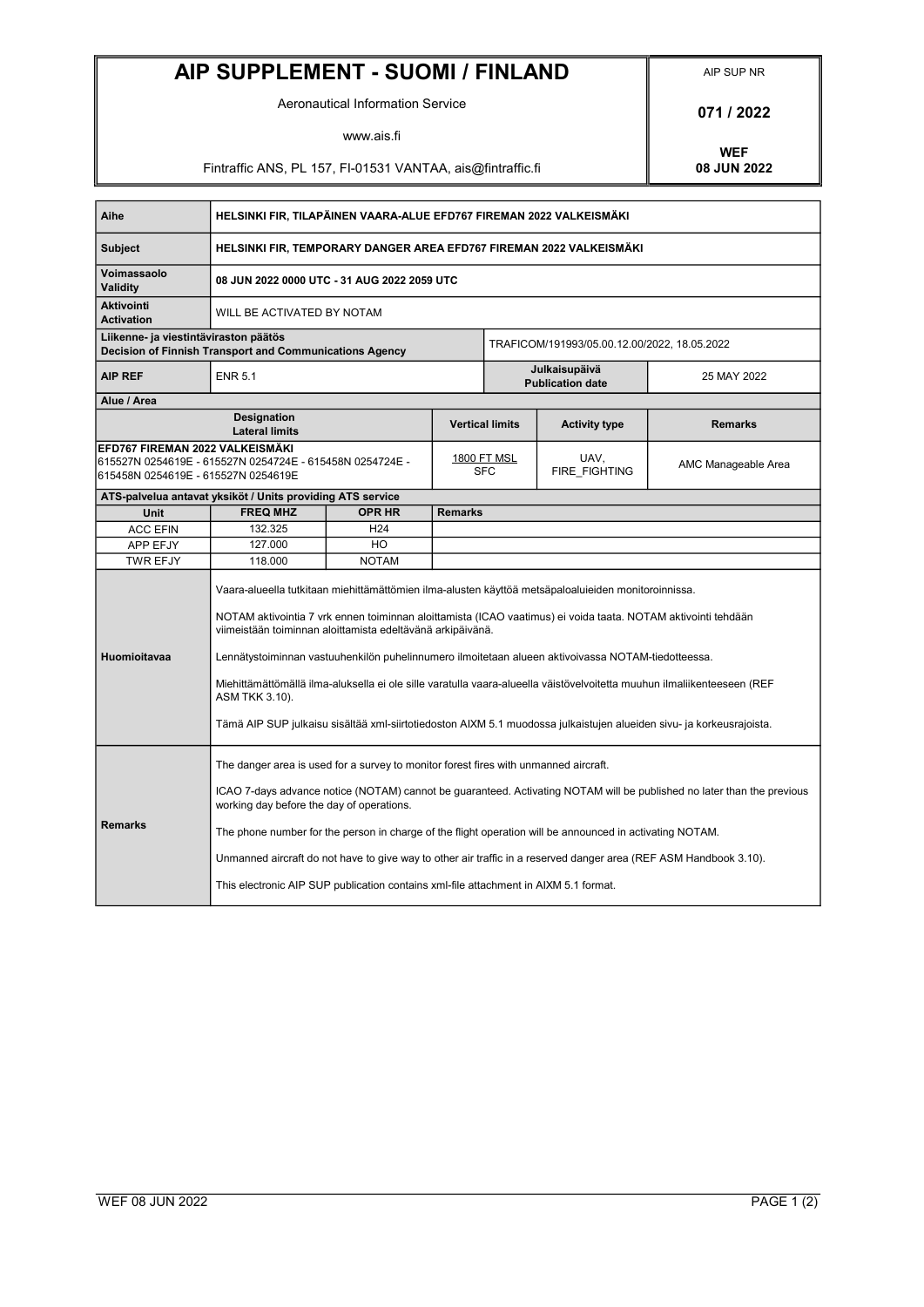# AIP SUPPLEMENT - SUOMI / FINLAND

Aeronautical Information Service

www.ais.fi

Fintraffic ANS, PL 157, FI-01531 VANTAA, ais@fintraffic.fi

AIP SUP NR

**071 / 2022**

**WEF**
**08 JUN 2022**

| | |
|---|---|
| **Aihe** | **HELSINKI FIR, TILAPÄINEN VAARA-ALUE EFD767 FIREMAN 2022 VALKEISMÄKI** |
| **Subject** | **HELSINKI FIR, TEMPORARY DANGER AREA EFD767 FIREMAN 2022 VALKEISMÄKI** |
| **Voimassaolo Validity** | **08 JUN 2022 0000 UTC - 31 AUG 2022 2059 UTC** |
| **Aktivointi Activation** | WILL BE ACTIVATED BY NOTAM |
| **Liikenne- ja viestintäviraston päätös Decision of Finnish Transport and Communications Agency** | TRAFICOM/191993/05.00.12.00/2022, 18.05.2022 |
| **AIP REF** | ENR 5.1 — **Julkaisupäivä Publication date**: 25 MAY 2022 |

**Alue / Area**

| Designation Lateral limits | Vertical limits | Activity type | Remarks |
|---|---|---|---|
| **EFD767 FIREMAN 2022 VALKEISMÄKI** 615527N 0254619E - 615527N 0254724E - 615458N 0254724E - 615458N 0254619E - 615527N 0254619E | 1800 FT MSL / SFC | UAV, FIRE_FIGHTING | AMC Manageable Area |

**ATS-palvelua antavat yksiköt / Units providing ATS service**

| Unit | FREQ MHZ | OPR HR | Remarks |
|---|---|---|---|
| ACC EFIN | 132.325 | H24 | |
| APP EFJY | 127.000 | HO | |
| TWR EFJY | 118.000 | NOTAM | |

**Huomioitavaa**

Vaara-alueella tutkitaan miehittämättömien ilma-alusten käyttöä metsäpaloalueiden monitoroinnissa.

NOTAM aktivointia 7 vrk ennen toiminnan aloittamista (ICAO vaatimus) ei voida taata. NOTAM aktivointi tehdään viimeistään toiminnan aloittamista edeltävänä arkipäivänä.

Lennätystoiminnan vastuuhenkilön puhelinnumero ilmoitetaan alueen aktivoivassa NOTAM-tiedotteessa.

Miehittämättömällä ilma-aluksella ei ole sille varatulla vaara-alueella väistövelvoitetta muuhun ilmaliikenteeseen (REF ASM TKK 3.10).

Tämä AIP SUP julkaisu sisältää xml-siirtotiedoston AIXM 5.1 muodossa julkaistujen alueiden sivu- ja korkeusrajoista.

**Remarks**

The danger area is used for a survey to monitor forest fires with unmanned aircraft.

ICAO 7-days advance notice (NOTAM) cannot be guaranteed. Activating NOTAM will be published no later than the previous working day before the day of operations.

The phone number for the person in charge of the flight operation will be announced in activating NOTAM.

Unmanned aircraft do not have to give way to other air traffic in a reserved danger area (REF ASM Handbook 3.10).

This electronic AIP SUP publication contains xml-file attachment in AIXM 5.1 format.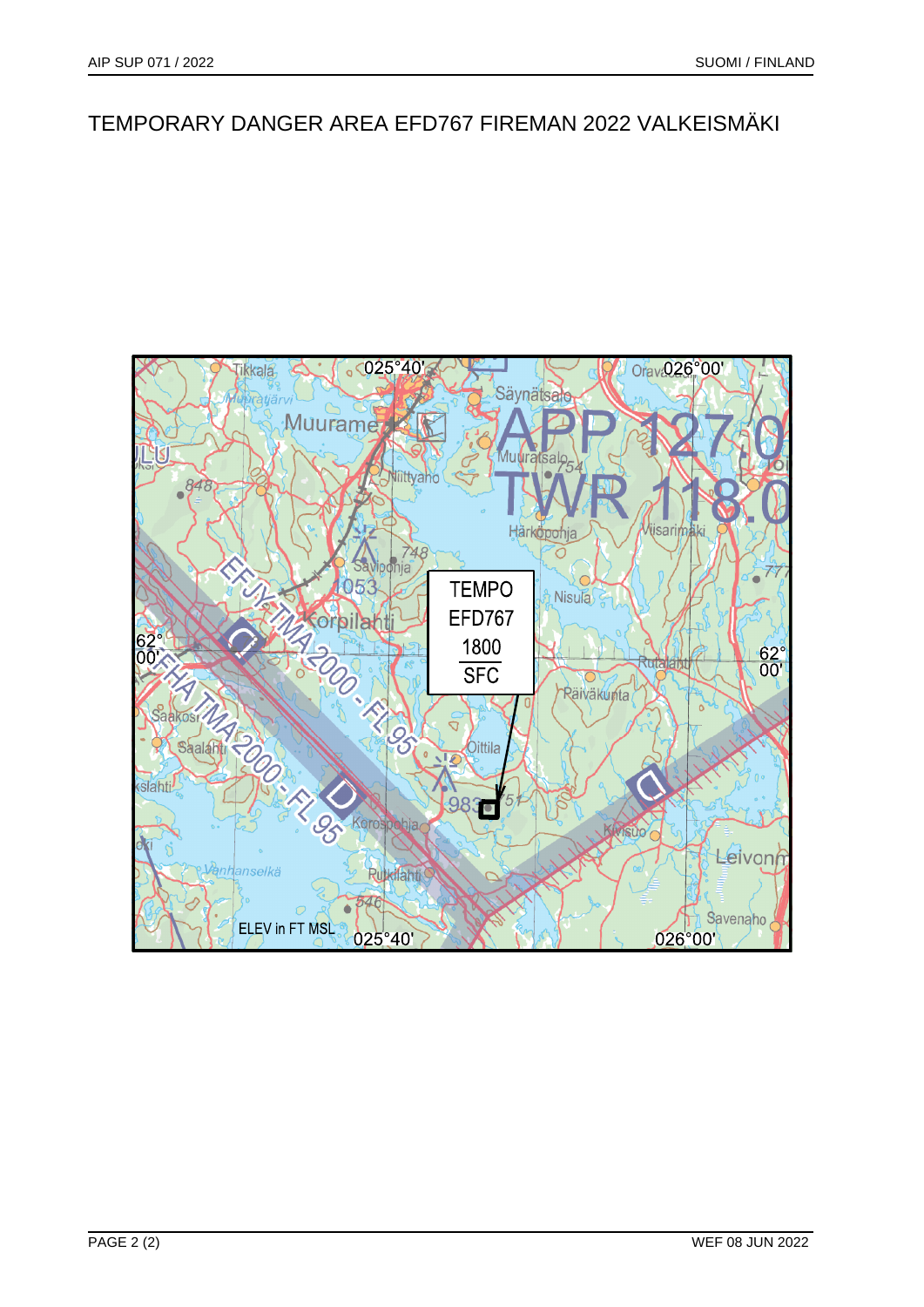# TEMPORARY DANGER AREA EFD767 FIREMAN 2022 VALKEISMÄKI

TEMPO
EFD767
1800
SFC

025°40'
026°00'
62° 00'
APP 127.0
TWR 118.0
EFJY TMA 2000 - FL 95
EFHA TMA 2000 - FL 95
ELEV in FT MSL
Tikkala
Muurame
Säynätsalo
Muuratsalo
Niittyaho
Härköpohja
Viisarimäki
Savipohja
Korpilahti
Nisula
Rutalahti
Päiväkunta
Saakoski
Saalahti
Oittila
Korospohja
Putkilahti
Vanhanselkä
Kiviuo
Leivonmäki
Savenaho
848
748
1053
983
754
777
751
546